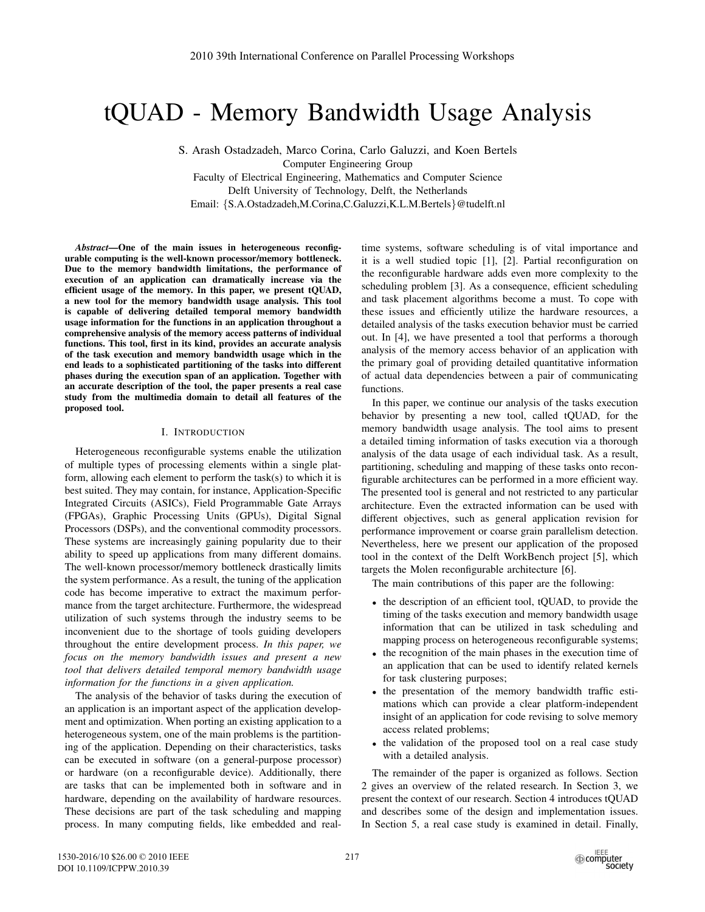# tQUAD - Memory Bandwidth Usage Analysis

S. Arash Ostadzadeh, Marco Corina, Carlo Galuzzi, and Koen Bertels
Computer Engineering Group
Faculty of Electrical Engineering, Mathematics and Computer Science
Delft University of Technology, Delft, the Netherlands
Email: {S.A.Ostadzadeh,M.Corina,C.Galuzzi,K.L.M.Bertels}@tudelft.nl

***Abstract*—One of the main issues in heterogeneous reconfigurable computing is the well-known processor/memory bottleneck. Due to the memory bandwidth limitations, the performance of execution of an application can dramatically increase via the efficient usage of the memory. In this paper, we present tQUAD, a new tool for the memory bandwidth usage analysis. This tool is capable of delivering detailed temporal memory bandwidth usage information for the functions in an application throughout a comprehensive analysis of the memory access patterns of individual functions. This tool, first in its kind, provides an accurate analysis of the task execution and memory bandwidth usage which in the end leads to a sophisticated partitioning of the tasks into different phases during the execution span of an application. Together with an accurate description of the tool, the paper presents a real case study from the multimedia domain to detail all features of the proposed tool.**

## I. Introduction

Heterogeneous reconfigurable systems enable the utilization of multiple types of processing elements within a single platform, allowing each element to perform the task(s) to which it is best suited. They may contain, for instance, Application-Specific Integrated Circuits (ASICs), Field Programmable Gate Arrays (FPGAs), Graphic Processing Units (GPUs), Digital Signal Processors (DSPs), and the conventional commodity processors. These systems are increasingly gaining popularity due to their ability to speed up applications from many different domains. The well-known processor/memory bottleneck drastically limits the system performance. As a result, the tuning of the application code has become imperative to extract the maximum performance from the target architecture. Furthermore, the widespread utilization of such systems through the industry seems to be inconvenient due to the shortage of tools guiding developers throughout the entire development process. *In this paper, we focus on the memory bandwidth issues and present a new tool that delivers detailed temporal memory bandwidth usage information for the functions in a given application.*

The analysis of the behavior of tasks during the execution of an application is an important aspect of the application development and optimization. When porting an existing application to a heterogeneous system, one of the main problems is the partitioning of the application. Depending on their characteristics, tasks can be executed in software (on a general-purpose processor) or hardware (on a reconfigurable device). Additionally, there are tasks that can be implemented both in software and in hardware, depending on the availability of hardware resources. These decisions are part of the task scheduling and mapping process. In many computing fields, like embedded and real-time systems, software scheduling is of vital importance and it is a well studied topic [1], [2]. Partial reconfiguration on the reconfigurable hardware adds even more complexity to the scheduling problem [3]. As a consequence, efficient scheduling and task placement algorithms become a must. To cope with these issues and efficiently utilize the hardware resources, a detailed analysis of the tasks execution behavior must be carried out. In [4], we have presented a tool that performs a thorough analysis of the memory access behavior of an application with the primary goal of providing detailed quantitative information of actual data dependencies between a pair of communicating functions.

In this paper, we continue our analysis of the tasks execution behavior by presenting a new tool, called tQUAD, for the memory bandwidth usage analysis. The tool aims to present a detailed timing information of tasks execution via a thorough analysis of the data usage of each individual task. As a result, partitioning, scheduling and mapping of these tasks onto reconfigurable architectures can be performed in a more efficient way. The presented tool is general and not restricted to any particular architecture. Even the extracted information can be used with different objectives, such as general application revision for performance improvement or coarse grain parallelism detection. Nevertheless, here we present our application of the proposed tool in the context of the Delft WorkBench project [5], which targets the Molen reconfigurable architecture [6].

The main contributions of this paper are the following:

- the description of an efficient tool, tQUAD, to provide the timing of the tasks execution and memory bandwidth usage information that can be utilized in task scheduling and mapping process on heterogeneous reconfigurable systems;
- the recognition of the main phases in the execution time of an application that can be used to identify related kernels for task clustering purposes;
- the presentation of the memory bandwidth traffic estimations which can provide a clear platform-independent insight of an application for code revising to solve memory access related problems;
- the validation of the proposed tool on a real case study with a detailed analysis.

The remainder of the paper is organized as follows. Section 2 gives an overview of the related research. In Section 3, we present the context of our research. Section 4 introduces tQUAD and describes some of the design and implementation issues. In Section 5, a real case study is examined in detail. Finally,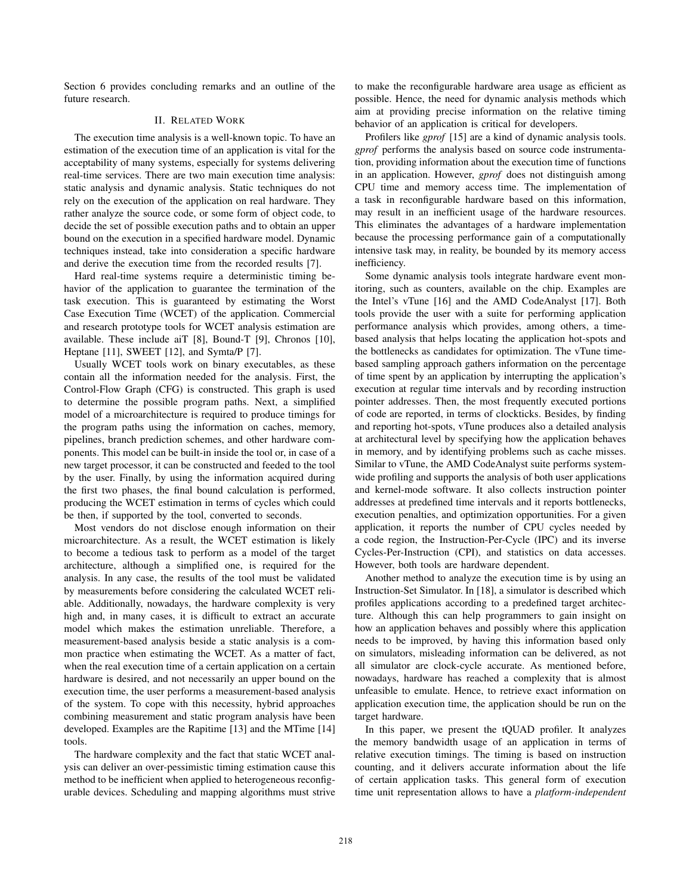Section 6 provides concluding remarks and an outline of the future research.

## II. Related Work

The execution time analysis is a well-known topic. To have an estimation of the execution time of an application is vital for the acceptability of many systems, especially for systems delivering real-time services. There are two main execution time analysis: static analysis and dynamic analysis. Static techniques do not rely on the execution of the application on real hardware. They rather analyze the source code, or some form of object code, to decide the set of possible execution paths and to obtain an upper bound on the execution in a specified hardware model. Dynamic techniques instead, take into consideration a specific hardware and derive the execution time from the recorded results [7].

Hard real-time systems require a deterministic timing behavior of the application to guarantee the termination of the task execution. This is guaranteed by estimating the Worst Case Execution Time (WCET) of the application. Commercial and research prototype tools for WCET analysis estimation are available. These include aiT [8], Bound-T [9], Chronos [10], Heptane [11], SWEET [12], and Symta/P [7].

Usually WCET tools work on binary executables, as these contain all the information needed for the analysis. First, the Control-Flow Graph (CFG) is constructed. This graph is used to determine the possible program paths. Next, a simplified model of a microarchitecture is required to produce timings for the program paths using the information on caches, memory, pipelines, branch prediction schemes, and other hardware components. This model can be built-in inside the tool or, in case of a new target processor, it can be constructed and feeded to the tool by the user. Finally, by using the information acquired during the first two phases, the final bound calculation is performed, producing the WCET estimation in terms of cycles which could be then, if supported by the tool, converted to seconds.

Most vendors do not disclose enough information on their microarchitecture. As a result, the WCET estimation is likely to become a tedious task to perform as a model of the target architecture, although a simplified one, is required for the analysis. In any case, the results of the tool must be validated by measurements before considering the calculated WCET reliable. Additionally, nowadays, the hardware complexity is very high and, in many cases, it is difficult to extract an accurate model which makes the estimation unreliable. Therefore, a measurement-based analysis beside a static analysis is a common practice when estimating the WCET. As a matter of fact, when the real execution time of a certain application on a certain hardware is desired, and not necessarily an upper bound on the execution time, the user performs a measurement-based analysis of the system. To cope with this necessity, hybrid approaches combining measurement and static program analysis have been developed. Examples are the Rapitime [13] and the MTime [14] tools.

The hardware complexity and the fact that static WCET analysis can deliver an over-pessimistic timing estimation cause this method to be inefficient when applied to heterogeneous reconfigurable devices. Scheduling and mapping algorithms must strive to make the reconfigurable hardware area usage as efficient as possible. Hence, the need for dynamic analysis methods which aim at providing precise information on the relative timing behavior of an application is critical for developers.

Profilers like *gprof* [15] are a kind of dynamic analysis tools. *gprof* performs the analysis based on source code instrumentation, providing information about the execution time of functions in an application. However, *gprof* does not distinguish among CPU time and memory access time. The implementation of a task in reconfigurable hardware based on this information, may result in an inefficient usage of the hardware resources. This eliminates the advantages of a hardware implementation because the processing performance gain of a computationally intensive task may, in reality, be bounded by its memory access inefficiency.

Some dynamic analysis tools integrate hardware event monitoring, such as counters, available on the chip. Examples are the Intel's vTune [16] and the AMD CodeAnalyst [17]. Both tools provide the user with a suite for performing application performance analysis which provides, among others, a time-based analysis that helps locating the application hot-spots and the bottlenecks as candidates for optimization. The vTune time-based sampling approach gathers information on the percentage of time spent by an application by interrupting the application's execution at regular time intervals and by recording instruction pointer addresses. Then, the most frequently executed portions of code are reported, in terms of clockticks. Besides, by finding and reporting hot-spots, vTune produces also a detailed analysis at architectural level by specifying how the application behaves in memory, and by identifying problems such as cache misses. Similar to vTune, the AMD CodeAnalyst suite performs system-wide profiling and supports the analysis of both user applications and kernel-mode software. It also collects instruction pointer addresses at predefined time intervals and it reports bottlenecks, execution penalties, and optimization opportunities. For a given application, it reports the number of CPU cycles needed by a code region, the Instruction-Per-Cycle (IPC) and its inverse Cycles-Per-Instruction (CPI), and statistics on data accesses. However, both tools are hardware dependent.

Another method to analyze the execution time is by using an Instruction-Set Simulator. In [18], a simulator is described which profiles applications according to a predefined target architecture. Although this can help programmers to gain insight on how an application behaves and possibly where this application needs to be improved, by having this information based only on simulators, misleading information can be delivered, as not all simulator are clock-cycle accurate. As mentioned before, nowadays, hardware has reached a complexity that is almost unfeasible to emulate. Hence, to retrieve exact information on application execution time, the application should be run on the target hardware.

In this paper, we present the tQUAD profiler. It analyzes the memory bandwidth usage of an application in terms of relative execution timings. The timing is based on instruction counting, and it delivers accurate information about the life of certain application tasks. This general form of execution time unit representation allows to have a *platform-independent*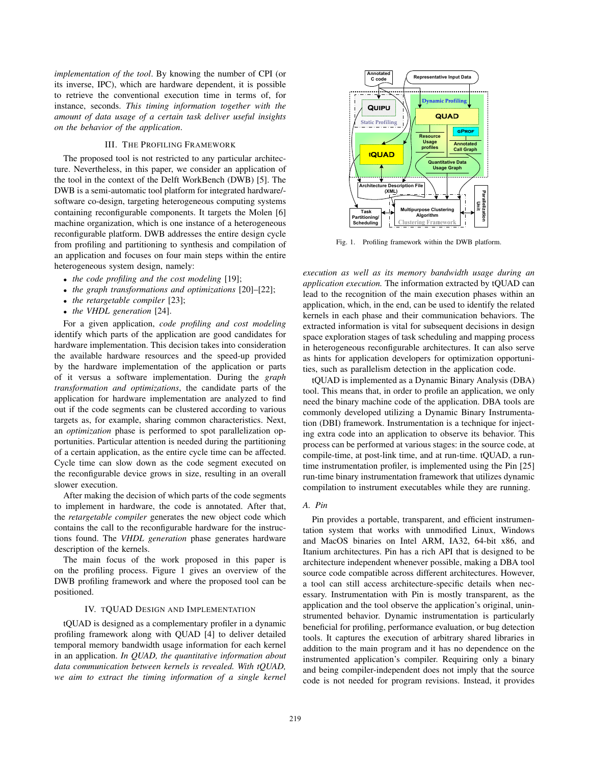*implementation of the tool*. By knowing the number of CPI (or its inverse, IPC), which are hardware dependent, it is possible to retrieve the conventional execution time in terms of, for instance, seconds. *This timing information together with the amount of data usage of a certain task deliver useful insights on the behavior of the application*.

## III. The Profiling Framework

The proposed tool is not restricted to any particular architecture. Nevertheless, in this paper, we consider an application of the tool in the context of the Delft WorkBench (DWB) [5]. The DWB is a semi-automatic tool platform for integrated hardware/software co-design, targeting heterogeneous computing systems containing reconfigurable components. It targets the Molen [6] machine organization, which is one instance of a heterogeneous reconfigurable platform. DWB addresses the entire design cycle from profiling and partitioning to synthesis and compilation of an application and focuses on four main steps within the entire heterogeneous system design, namely:

- *the code profiling and the cost modeling* [19];
- *the graph transformations and optimizations* [20]–[22];
- *the retargetable compiler* [23];
- *the VHDL generation* [24].

For a given application, *code profiling and cost modeling* identify which parts of the application are good candidates for hardware implementation. This decision takes into consideration the available hardware resources and the speed-up provided by the hardware implementation of the application or parts of it versus a software implementation. During the *graph transformation and optimizations*, the candidate parts of the application for hardware implementation are analyzed to find out if the code segments can be clustered according to various targets as, for example, sharing common characteristics. Next, an *optimization* phase is performed to spot parallelization opportunities. Particular attention is needed during the partitioning of a certain application, as the entire cycle time can be affected. Cycle time can slow down as the code segment executed on the reconfigurable device grows in size, resulting in an overall slower execution.

After making the decision of which parts of the code segments to implement in hardware, the code is annotated. After that, the *retargetable compiler* generates the new object code which contains the call to the reconfigurable hardware for the instructions found. The *VHDL generation* phase generates hardware description of the kernels.

The main focus of the work proposed in this paper is on the profiling process. Figure 1 gives an overview of the DWB profiling framework and where the proposed tool can be positioned.

## IV. tQUAD Design and Implementation

tQUAD is designed as a complementary profiler in a dynamic profiling framework along with QUAD [4] to deliver detailed temporal memory bandwidth usage information for each kernel in an application. *In QUAD, the quantitative information about data communication between kernels is revealed. With tQUAD, we aim to extract the timing information of a single kernel execution as well as its memory bandwidth usage during an application execution.* The information extracted by tQUAD can lead to the recognition of the main execution phases within an application, which, in the end, can be used to identify the related kernels in each phase and their communication behaviors. The extracted information is vital for subsequent decisions in design space exploration stages of task scheduling and mapping process in heterogeneous reconfigurable architectures. It can also serve as hints for application developers for optimization opportunities, such as parallelism detection in the application code.

Annotated C code
Representative Input Data
Dynamic Profiling
QUIPU
Static Profiling
QUAD
Resource Usage profiles
GPROF
Annotated Call Graph
tQUAD
Quantitative Data Usage Graph
Architecture Description File (XML)
Task Partitioning/ Scheduling
Multipurpose Clustering Algorithm
Clustering Framework
Parallelization Unit

Fig. 1. Profiling framework within the DWB platform.

tQUAD is implemented as a Dynamic Binary Analysis (DBA) tool. This means that, in order to profile an application, we only need the binary machine code of the application. DBA tools are commonly developed utilizing a Dynamic Binary Instrumentation (DBI) framework. Instrumentation is a technique for injecting extra code into an application to observe its behavior. This process can be performed at various stages: in the source code, at compile-time, at post-link time, and at run-time. tQUAD, a run-time instrumentation profiler, is implemented using the Pin [25] run-time binary instrumentation framework that utilizes dynamic compilation to instrument executables while they are running.

### A. Pin

Pin provides a portable, transparent, and efficient instrumentation system that works with unmodified Linux, Windows and MacOS binaries on Intel ARM, IA32, 64-bit x86, and Itanium architectures. Pin has a rich API that is designed to be architecture independent whenever possible, making a DBA tool source code compatible across different architectures. However, a tool can still access architecture-specific details when necessary. Instrumentation with Pin is mostly transparent, as the application and the tool observe the application's original, uninstrumented behavior. Dynamic instrumentation is particularly beneficial for profiling, performance evaluation, or bug detection tools. It captures the execution of arbitrary shared libraries in addition to the main program and it has no dependence on the instrumented application's compiler. Requiring only a binary and being compiler-independent does not imply that the source code is not needed for program revisions. Instead, it provides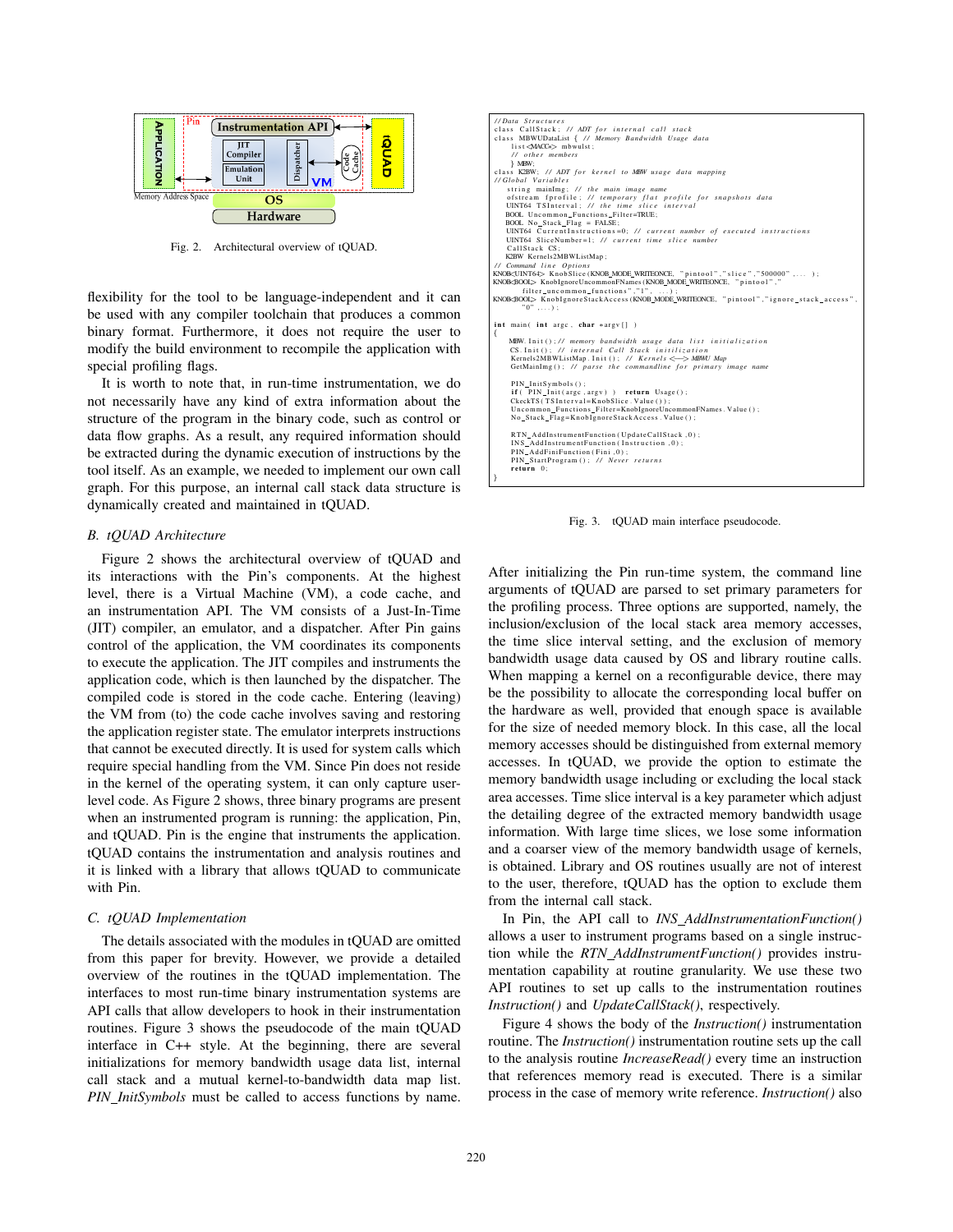Fig. 2. Architectural overview of tQUAD.

flexibility for the tool to be language-independent and it can be used with any compiler toolchain that produces a common binary format. Furthermore, it does not require the user to modify the build environment to recompile the application with special profiling flags.

It is worth to note that, in run-time instrumentation, we do not necessarily have any kind of extra information about the structure of the program in the binary code, such as control or data flow graphs. As a result, any required information should be extracted during the dynamic execution of instructions by the tool itself. As an example, we needed to implement our own call graph. For this purpose, an internal call stack data structure is dynamically created and maintained in tQUAD.

### B. tQUAD Architecture

Figure 2 shows the architectural overview of tQUAD and its interactions with the Pin's components. At the highest level, there is a Virtual Machine (VM), a code cache, and an instrumentation API. The VM consists of a Just-In-Time (JIT) compiler, an emulator, and a dispatcher. After Pin gains control of the application, the VM coordinates its components to execute the application. The JIT compiles and instruments the application code, which is then launched by the dispatcher. The compiled code is stored in the code cache. Entering (leaving) the VM from (to) the code cache involves saving and restoring the application register state. The emulator interprets instructions that cannot be executed directly. It is used for system calls which require special handling from the VM. Since Pin does not reside in the kernel of the operating system, it can only capture user-level code. As Figure 2 shows, three binary programs are present when an instrumented program is running: the application, Pin, and tQUAD. Pin is the engine that instruments the application. tQUAD contains the instrumentation and analysis routines and it is linked with a library that allows tQUAD to communicate with Pin.

### C. tQUAD Implementation

The details associated with the modules in tQUAD are omitted from this paper for brevity. However, we provide a detailed overview of the routines in the tQUAD implementation. The interfaces to most run-time binary instrumentation systems are API calls that allow developers to hook in their instrumentation routines. Figure 3 shows the pseudocode of the main tQUAD interface in C++ style. At the beginning, there are several initializations for memory bandwidth usage data list, internal call stack and a mutual kernel-to-bandwidth data map list. *PIN_InitSymbols* must be called to access functions by name.

```
//Data Structures
class CallStack; // ADT for internal call stack
class MBWUDataList { // Memory Bandwidth Usage data
    list<MACC> mbwulst;
    // other members
    } MBW;
class K2BW: // ADT for kernel to MBW usage data mapping
//Global Variables
    string mainImg; // the main image name
    ofstream fprofile; // temporary flat profile for snapshots data
    UINT64 TSInterval; // the time slice interval
    BOOL Uncommon_Functions_Filter=TRUE;
    BOOL No_Stack_Flag = FALSE;
    UINT64 CurrentInstructions=0; // current number of executed instructions
    UINT64 SliceNumber=1; // current time slice number
    CallStack CS;
    K2BW Kernels2MBWListMap;
// Command line Options
KNOB<UINT64> KnobSlice(KNOB_MODE_WRITEONCE, "pintool","slice","500000",... );
KNOB<BOOL> KnobIgnoreUncommonFNames(KNOB_MODE_WRITEONCE, "pintool","
        filter_uncommon_functions","1",...);
KNOB<BOOL> KnobIgnoreStackAccess(KNOB_MODE_WRITEONCE, "pintool","ignore_stack_access",
        "0",...);

int main( int argc, char *argv[] )
{
    MBW.Init();// memory bandwidth usage data list initialization
    CS.Init(); // internal Call Stack initialization
    Kernels2MBWListMap.Init(); // Kernels <--> MBWU Map
    GetMainImg(); // parse the commandline for primary image name

    PIN_InitSymbols();
    if( PIN_Init(argc,argv) ) return Usage();
    CkeckTS(TSInterval=KnobSlice.Value());
    Uncommon_Functions_Filter=KnobIgnoreUncommonFNames.Value();
    No_Stack_Flag=KnobIgnoreStackAccess.Value();

    RTN_AddInstrumentFunction(UpdateCallStack,0);
    INS_AddInstrumentFunction(Instruction,0);
    PIN_AddFiniFunction(Fini,0);
    PIN_StartProgram(); // Never returns
    return 0;
}
```

Fig. 3. tQUAD main interface pseudocode.

After initializing the Pin run-time system, the command line arguments of tQUAD are parsed to set primary parameters for the profiling process. Three options are supported, namely, the inclusion/exclusion of the local stack area memory accesses, the time slice interval setting, and the exclusion of memory bandwidth usage data caused by OS and library routine calls. When mapping a kernel on a reconfigurable device, there may be the possibility to allocate the corresponding local buffer on the hardware as well, provided that enough space is available for the size of needed memory block. In this case, all the local memory accesses should be distinguished from external memory accesses. In tQUAD, we provide the option to estimate the memory bandwidth usage including or excluding the local stack area accesses. Time slice interval is a key parameter which adjust the detailing degree of the extracted memory bandwidth usage information. With large time slices, we lose some information and a coarser view of the memory bandwidth usage of kernels, is obtained. Library and OS routines usually are not of interest to the user, therefore, tQUAD has the option to exclude them from the internal call stack.

In Pin, the API call to *INS_AddInstrumentationFunction()* allows a user to instrument programs based on a single instruction while the *RTN_AddInstrumentFunction()* provides instrumentation capability at routine granularity. We use these two API routines to set up calls to the instrumentation routines *Instruction()* and *UpdateCallStack()*, respectively.

Figure 4 shows the body of the *Instruction()* instrumentation routine. The *Instruction()* instrumentation routine sets up the call to the analysis routine *IncreaseRead()* every time an instruction that references memory read is executed. There is a similar process in the case of memory write reference. *Instruction()* also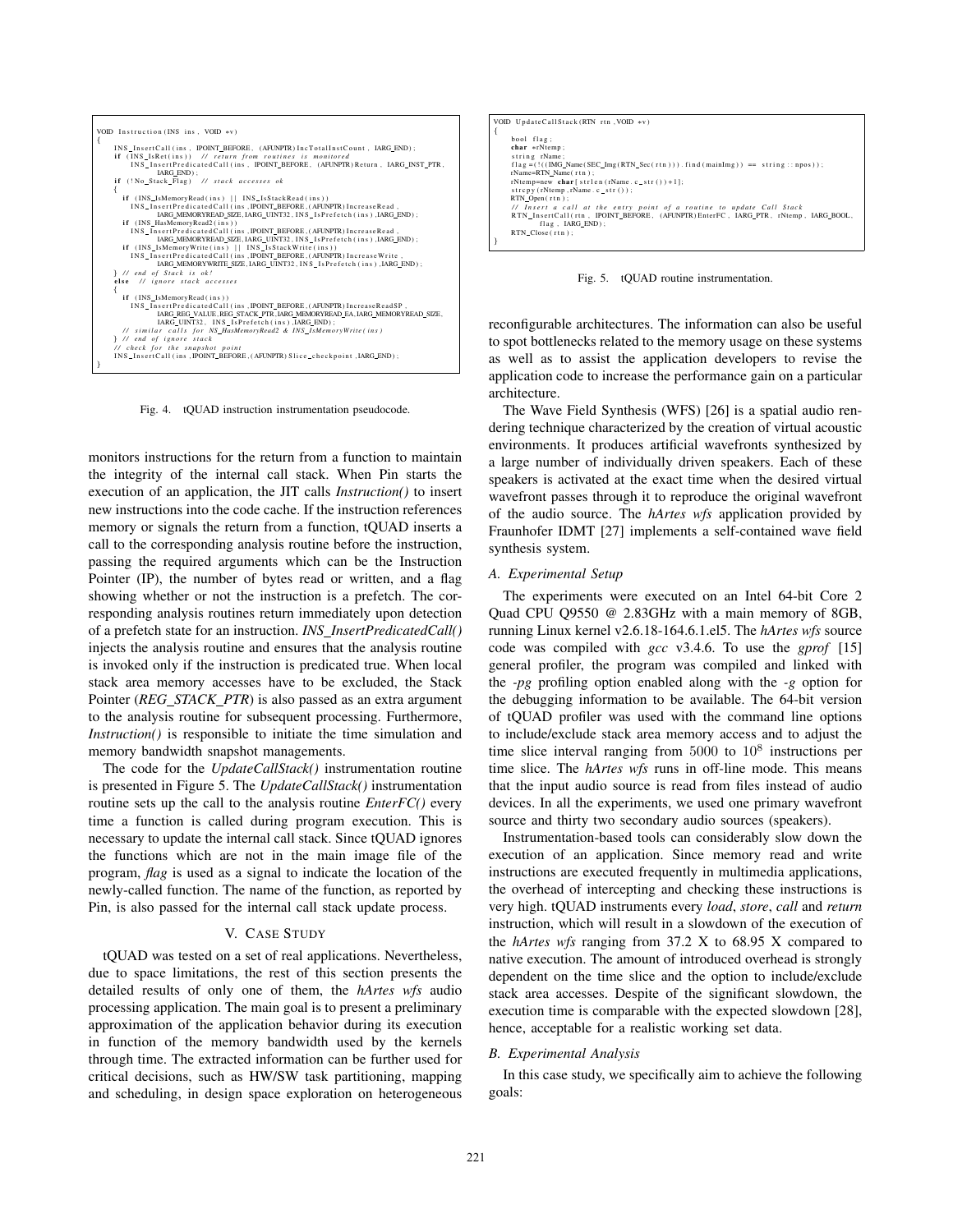```
VOID Instruction(INS ins, VOID *v)
{
    INS_InsertCall(ins, IPOINT_BEFORE, (AFUNPTR)IncTotalInstCount, IARG_END);
    if (INS_IsRet(ins))   // return from routines is monitored
        INS_InsertPredicatedCall(ins, IPOINT_BEFORE, (AFUNPTR)Return, IARG_INST_PTR,
              IARG_END);
    if (!No_Stack_Flag)   // stack accesses ok
    {
      if (INS_IsMemoryRead(ins) || INS_IsStackRead(ins))
        INS_InsertPredicatedCall(ins, IPOINT_BEFORE, (AFUNPTR)IncreaseRead,
              IARG_MEMORYREAD_SIZE, IARG_UINT32, INS_IsPrefetch(ins), IARG_END);
      if (INS_HasMemoryRead2(ins))
        INS_InsertPredicatedCall(ins, IPOINT_BEFORE, (AFUNPTR)IncreaseRead,
              IARG_MEMORYREAD_SIZE, IARG_UINT32, INS_IsPrefetch(ins), IARG_END);
      if (INS_IsMemoryWrite(ins) || INS_IsStackWrite(ins))
        INS_InsertPredicatedCall(ins, IPOINT_BEFORE, (AFUNPTR)IncreaseWrite,
              IARG_MEMORYWRITE_SIZE, IARG_UINT32, INS_IsPrefetch(ins), IARG_END);
    } // end of Stack is ok!
    else  // ignore stack accesses
    {
      if (INS_IsMemoryRead(ins))
        INS_InsertPredicatedCall(ins, IPOINT_BEFORE, (AFUNPTR)IncreaseReadSP,
              IARG_REG_VALUE, REG_STACK_PTR, IARG_MEMORYREAD_EA, IARG_MEMORYREAD_SIZE,
              IARG_UINT32, INS_IsPrefetch(ins), IARG_END);
      // similar calls for INS_HasMemoryRead2 & INS_IsMemoryWrite(ins)
    } // end of ignore stack
    // check for the snapshot point
    INS_InsertCall(ins, IPOINT_BEFORE, (AFUNPTR)Slice_checkpoint, IARG_END);
}
```

Fig. 4. tQUAD instruction instrumentation pseudocode.

monitors instructions for the return from a function to maintain the integrity of the internal call stack. When Pin starts the execution of an application, the JIT calls *Instruction()* to insert new instructions into the code cache. If the instruction references memory or signals the return from a function, tQUAD inserts a call to the corresponding analysis routine before the instruction, passing the required arguments which can be the Instruction Pointer (IP), the number of bytes read or written, and a flag showing whether or not the instruction is a prefetch. The corresponding analysis routines return immediately upon detection of a prefetch state for an instruction. *INS_InsertPredicatedCall()* injects the analysis routine and ensures that the analysis routine is invoked only if the instruction is predicated true. When local stack area memory accesses have to be excluded, the Stack Pointer (*REG_STACK_PTR*) is also passed as an extra argument to the analysis routine for subsequent processing. Furthermore, *Instruction()* is responsible to initiate the time simulation and memory bandwidth snapshot managements.

The code for the *UpdateCallStack()* instrumentation routine is presented in Figure 5. The *UpdateCallStack()* instrumentation routine sets up the call to the analysis routine *EnterFC()* every time a function is called during program execution. This is necessary to update the internal call stack. Since tQUAD ignores the functions which are not in the main image file of the program, *flag* is used as a signal to indicate the location of the newly-called function. The name of the function, as reported by Pin, is also passed for the internal call stack update process.

```
VOID UpdateCallStack(RTN rtn, VOID *v)
{
    bool flag;
    char *rNtemp;
    string rName;
    flag = (!((IMG_Name(SEC_Img(RTN_Sec(rtn)))).find(mainImg)) == string::npos));
    rName=RTN_Name(rtn);
    rNtemp=new char[strlen(rName.c_str())+1];
    strcpy(rNtemp, rName.c_str());
    RTN_Open(rtn);
    // Insert a call at the entry point of a routine to update Call Stack
    RTN_InsertCall(rtn, IPOINT_BEFORE, (AFUNPTR)EnterFC, IARG_PTR, rNtemp, IARG_BOOL,
          flag, IARG_END);
    RTN_Close(rtn);
}
```

Fig. 5. tQUAD routine instrumentation.

## V. Case Study

tQUAD was tested on a set of real applications. Nevertheless, due to space limitations, the rest of this section presents the detailed results of only one of them, the *hArtes wfs* audio processing application. The main goal is to present a preliminary approximation of the application behavior during its execution in function of the memory bandwidth used by the kernels through time. The extracted information can be further used for critical decisions, such as HW/SW task partitioning, mapping and scheduling, in design space exploration on heterogeneous reconfigurable architectures. The information can also be useful to spot bottlenecks related to the memory usage on these systems as well as to assist the application developers to revise the application code to increase the performance gain on a particular architecture.

The Wave Field Synthesis (WFS) [26] is a spatial audio rendering technique characterized by the creation of virtual acoustic environments. It produces artificial wavefronts synthesized by a large number of individually driven speakers. Each of these speakers is activated at the exact time when the desired virtual wavefront passes through it to reproduce the original wavefront of the audio source. The *hArtes wfs* application provided by Fraunhofer IDMT [27] implements a self-contained wave field synthesis system.

### A. Experimental Setup

The experiments were executed on an Intel 64-bit Core 2 Quad CPU Q9550 @ 2.83GHz with a main memory of 8GB, running Linux kernel v2.6.18-164.6.1.el5. The *hArtes wfs* source code was compiled with *gcc* v3.4.6. To use the *gprof* [15] general profiler, the program was compiled and linked with the *-pg* profiling option enabled along with the *-g* option for the debugging information to be available. The 64-bit version of tQUAD profiler was used with the command line options to include/exclude stack area memory access and to adjust the time slice interval ranging from $5000$ to $10^8$ instructions per time slice. The *hArtes wfs* runs in off-line mode. This means that the input audio source is read from files instead of audio devices. In all the experiments, we used one primary wavefront source and thirty two secondary audio sources (speakers).

Instrumentation-based tools can considerably slow down the execution of an application. Since memory read and write instructions are executed frequently in multimedia applications, the overhead of intercepting and checking these instructions is very high. tQUAD instruments every *load*, *store*, *call* and *return* instruction, which will result in a slowdown of the execution of the *hArtes wfs* ranging from 37.2 X to 68.95 X compared to native execution. The amount of introduced overhead is strongly dependent on the time slice and the option to include/exclude stack area accesses. Despite of the significant slowdown, the execution time is comparable with the expected slowdown [28], hence, acceptable for a realistic working set data.

### B. Experimental Analysis

In this case study, we specifically aim to achieve the following goals: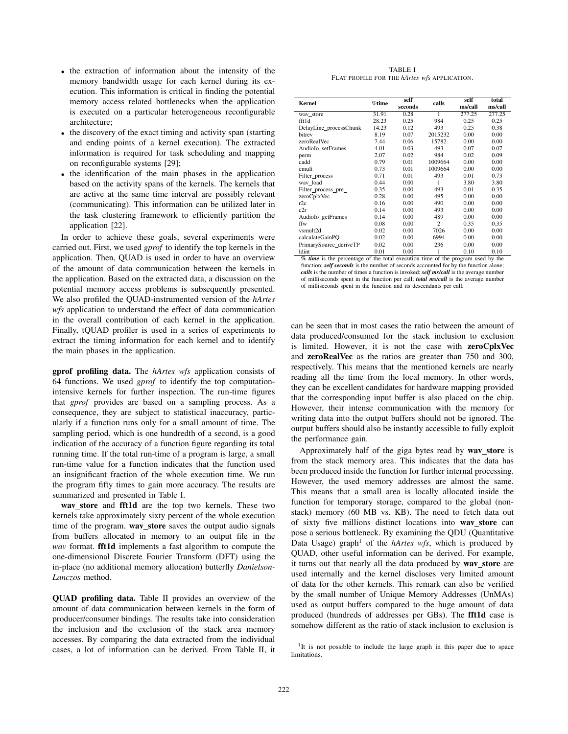- the extraction of information about the intensity of the memory bandwidth usage for each kernel during its execution. This information is critical in finding the potential memory access related bottlenecks when the application is executed on a particular heterogeneous reconfigurable architecture;
- the discovery of the exact timing and activity span (starting and ending points of a kernel execution). The extracted information is required for task scheduling and mapping on reconfigurable systems [29];
- the identification of the main phases in the application based on the activity spans of the kernels. The kernels that are active at the same time interval are possibly relevant (communicating). This information can be utilized later in the task clustering framework to efficiently partition the application [22].

In order to achieve these goals, several experiments were carried out. First, we used *gprof* to identify the top kernels in the application. Then, QUAD is used in order to have an overview of the amount of data communication between the kernels in the application. Based on the extracted data, a discussion on the potential memory access problems is subsequently presented. We also profiled the QUAD-instrumented version of the *hArtes wfs* application to understand the effect of data communication in the overall contribution of each kernel in the application. Finally, tQUAD profiler is used in a series of experiments to extract the timing information for each kernel and to identify the main phases in the application.

**gprof profiling data.** The *hArtes wfs* application consists of 64 functions. We used *gprof* to identify the top computation-intensive kernels for further inspection. The run-time figures that *gprof* provides are based on a sampling process. As a consequence, they are subject to statistical inaccuracy, particularly if a function runs only for a small amount of time. The sampling period, which is one hundredth of a second, is a good indication of the accuracy of a function figure regarding its total running time. If the total run-time of a program is large, a small run-time value for a function indicates that the function used an insignificant fraction of the whole execution time. We run the program fifty times to gain more accuracy. The results are summarized and presented in Table I.

TABLE I
FLAT PROFILE FOR THE *hArtes wfs* APPLICATION.

| Kernel | %time | self seconds | calls | self ms/call | total ms/call |
|---|---|---|---|---|---|
| wav_store | 31.91 | 0.28 | 1 | 277.25 | 277.25 |
| fft1d | 28.23 | 0.25 | 984 | 0.25 | 0.25 |
| DelayLine_processChunk | 14.23 | 0.12 | 493 | 0.25 | 0.38 |
| bitrev | 8.19 | 0.07 | 2015232 | 0.00 | 0.00 |
| zeroRealVec | 7.44 | 0.06 | 15782 | 0.00 | 0.00 |
| AudioIo_setFrames | 4.01 | 0.03 | 493 | 0.07 | 0.07 |
| perm | 2.07 | 0.02 | 984 | 0.02 | 0.09 |
| cadd | 0.79 | 0.01 | 1009664 | 0.00 | 0.00 |
| cmult | 0.73 | 0.01 | 1009664 | 0.00 | 0.00 |
| Filter_process | 0.71 | 0.01 | 493 | 0.01 | 0.73 |
| wav_load | 0.44 | 0.00 | 1 | 3.80 | 3.80 |
| Filter_process_pre_ | 0.35 | 0.00 | 493 | 0.01 | 0.35 |
| zeroCplxVec | 0.28 | 0.00 | 495 | 0.00 | 0.00 |
| r2c | 0.16 | 0.00 | 490 | 0.00 | 0.00 |
| c2r | 0.14 | 0.00 | 493 | 0.00 | 0.00 |
| AudioIo_getFrames | 0.14 | 0.00 | 489 | 0.00 | 0.00 |
| ffw | 0.08 | 0.00 | 2 | 0.35 | 0.35 |
| vsmult2d | 0.02 | 0.00 | 7026 | 0.00 | 0.00 |
| calculateGainPQ | 0.02 | 0.00 | 6994 | 0.00 | 0.00 |
| PrimarySource_deriveTP | 0.02 | 0.00 | 236 | 0.00 | 0.00 |
| ldint | 0.01 | 0.00 | 1 | 0.10 | 0.10 |

***% time*** is the percentage of the total execution time of the program used by the function; ***self seconds*** is the number of seconds accounted for by the function alone; ***calls*** is the number of times a function is invoked; ***self ms/call*** is the average number of milliseconds spent in the function per call; ***total ms/call*** is the average number of milliseconds spent in the function and its descendants per call.

**wav_store** and **fft1d** are the top two kernels. These two kernels take approximately sixty percent of the whole execution time of the program. **wav_store** saves the output audio signals from buffers allocated in memory to an output file in the *wav* format. **fft1d** implements a fast algorithm to compute the one-dimensional Discrete Fourier Transform (DFT) using the in-place (no additional memory allocation) butterfly *Danielson-Lanczos* method.

**QUAD profiling data.** Table II provides an overview of the amount of data communication between kernels in the form of producer/consumer bindings. The results take into consideration the inclusion and the exclusion of the stack area memory accesses. By comparing the data extracted from the individual cases, a lot of information can be derived. From Table II, it can be seen that in most cases the ratio between the amount of data produced/consumed for the stack inclusion to exclusion is limited. However, it is not the case with **zeroCplxVec** and **zeroRealVec** as the ratios are greater than 750 and 300, respectively. This means that the mentioned kernels are nearly reading all the time from the local memory. In other words, they can be excellent candidates for hardware mapping provided that the corresponding input buffer is also placed on the chip. However, their intense communication with the memory for writing data into the output buffers should not be ignored. The output buffers should also be instantly accessible to fully exploit the performance gain.

Approximately half of the giga bytes read by **wav_store** is from the stack memory area. This indicates that the data has been produced inside the function for further internal processing. However, the used memory addresses are almost the same. This means that a small area is locally allocated inside the function for temporary storage, compared to the global (non-stack) memory (60 MB vs. KB). The need to fetch data out of sixty five millions distinct locations into **wav_store** can pose a serious bottleneck. By examining the QDU (Quantitative Data Usage) graph[1] of the *hArtes wfs*, which is produced by QUAD, other useful information can be derived. For example, it turns out that nearly all the data produced by **wav_store** are used internally and the kernel discloses very limited amount of data for the other kernels. This remark can also be verified by the small number of Unique Memory Addresses (UnMAs) used as output buffers compared to the huge amount of data produced (hundreds of addresses per GBs). The **fft1d** case is somehow different as the ratio of stack inclusion to exclusion is

[1] It is not possible to include the large graph in this paper due to space limitations.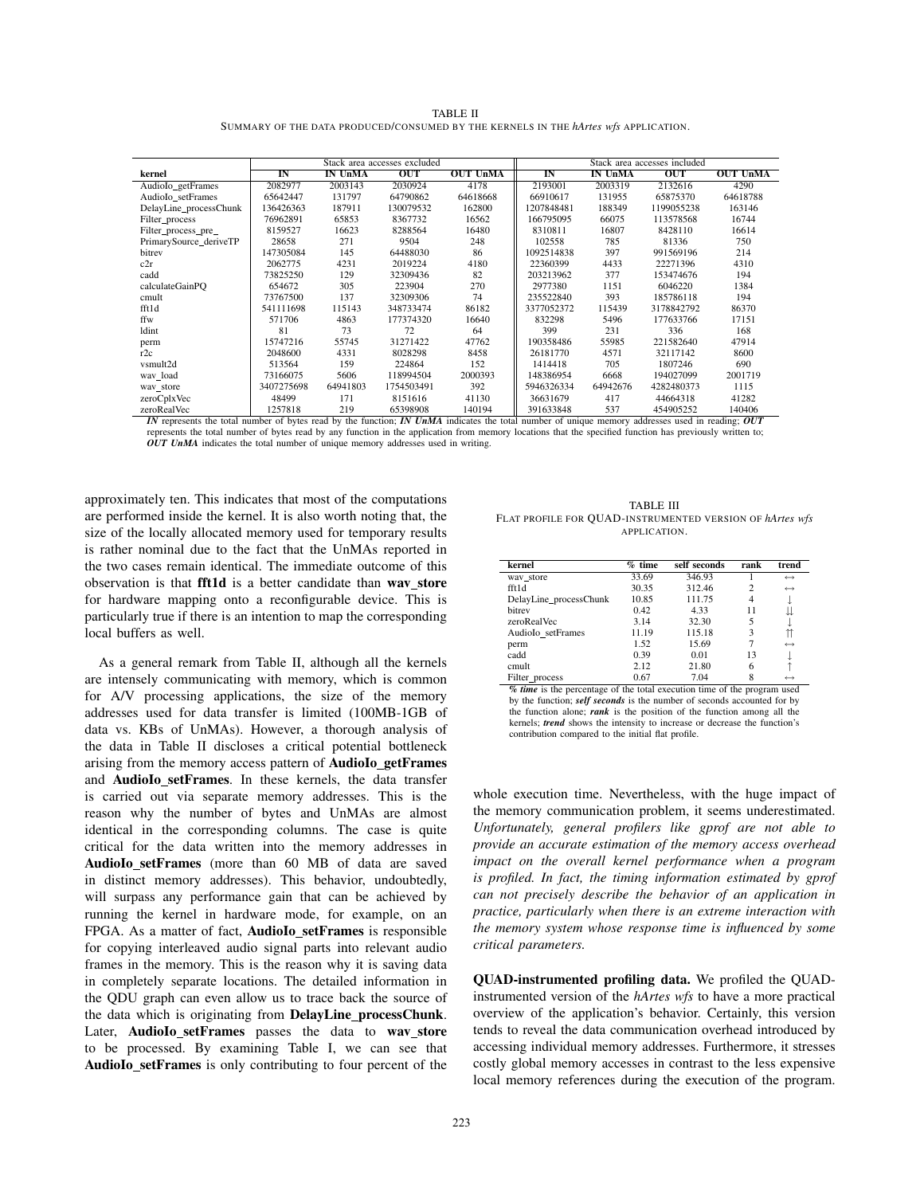TABLE II

SUMMARY OF THE DATA PRODUCED/CONSUMED BY THE KERNELS IN THE *hArtes wfs* APPLICATION.

| | Stack area accesses excluded | | | | Stack area accesses included | | | |
|---|---|---|---|---|---|---|---|---|
| **kernel** | **IN** | **IN UnMA** | **OUT** | **OUT UnMA** | **IN** | **IN UnMA** | **OUT** | **OUT UnMA** |
| AudioIo_getFrames | 2082977 | 2003143 | 2030924 | 4178 | 2193001 | 2003319 | 2132616 | 4290 |
| AudioIo_setFrames | 65642447 | 131797 | 64790862 | 64618668 | 66910617 | 131955 | 65875370 | 64618788 |
| DelayLine_processChunk | 136426363 | 187911 | 130079532 | 162800 | 1207848481 | 188349 | 1199055238 | 163146 |
| Filter_process | 76962891 | 65853 | 8367732 | 16562 | 166795095 | 66075 | 113578568 | 16744 |
| Filter_process_pre_ | 8159527 | 16623 | 8288564 | 16480 | 8310811 | 16807 | 8428110 | 16614 |
| PrimarySource_deriveTP | 28658 | 271 | 9504 | 248 | 102558 | 785 | 81336 | 750 |
| bitrev | 147305084 | 145 | 64488030 | 86 | 1092514838 | 397 | 991569196 | 214 |
| c2r | 2062775 | 4231 | 2019224 | 4180 | 22360399 | 4433 | 22271396 | 4310 |
| cadd | 73825250 | 129 | 32309436 | 82 | 203213962 | 377 | 153474676 | 194 |
| calculateGainPQ | 654672 | 305 | 223904 | 270 | 2977380 | 1151 | 6046220 | 1384 |
| cmult | 73767500 | 137 | 32309306 | 74 | 235522840 | 393 | 185786118 | 194 |
| fft1d | 541111698 | 115143 | 348733474 | 86182 | 3377052372 | 115439 | 3178842792 | 86370 |
| ffw | 571706 | 4863 | 177374320 | 16640 | 832298 | 5496 | 177633766 | 17151 |
| ldint | 81 | 73 | 72 | 64 | 399 | 231 | 336 | 168 |
| perm | 15747216 | 55745 | 31271422 | 47762 | 190358486 | 55985 | 221582640 | 47914 |
| r2c | 2048600 | 4331 | 8028298 | 8458 | 26181770 | 4571 | 32117142 | 8600 |
| vsmult2d | 513564 | 159 | 224864 | 152 | 1414418 | 705 | 1807246 | 690 |
| wav_load | 73166075 | 5606 | 118994504 | 2000393 | 148386954 | 6668 | 194027099 | 2001719 |
| wav_store | 3407275698 | 64941803 | 1754503491 | 392 | 5946326334 | 64942676 | 4282480373 | 1115 |
| zeroCplxVec | 48499 | 171 | 8151616 | 41130 | 36631679 | 417 | 44664318 | 41282 |
| zeroRealVec | 1257818 | 219 | 65398908 | 140194 | 391633848 | 537 | 454905252 | 140406 |

***IN*** represents the total number of bytes read by the function; ***IN UnMA*** indicates the total number of unique memory addresses used in reading; ***OUT*** represents the total number of bytes read by any function in the application from memory locations that the specified function has previously written to; ***OUT UnMA*** indicates the total number of unique memory addresses used in writing.

approximately ten. This indicates that most of the computations are performed inside the kernel. It is also worth noting that, the size of the locally allocated memory used for temporary results is rather nominal due to the fact that the UnMAs reported in the two cases remain identical. The immediate outcome of this observation is that **fft1d** is a better candidate than **wav_store** for hardware mapping onto a reconfigurable device. This is particularly true if there is an intention to map the corresponding local buffers as well.

As a general remark from Table II, although all the kernels are intensely communicating with memory, which is common for A/V processing applications, the size of the memory addresses used for data transfer is limited (100MB-1GB of data vs. KBs of UnMAs). However, a thorough analysis of the data in Table II discloses a critical potential bottleneck arising from the memory access pattern of **AudioIo_getFrames** and **AudioIo_setFrames**. In these kernels, the data transfer is carried out via separate memory addresses. This is the reason why the number of bytes and UnMAs are almost identical in the corresponding columns. The case is quite critical for the data written into the memory addresses in **AudioIo_setFrames** (more than 60 MB of data are saved in distinct memory addresses). This behavior, undoubtedly, will surpass any performance gain that can be achieved by running the kernel in hardware mode, for example, on an FPGA. As a matter of fact, **AudioIo_setFrames** is responsible for copying interleaved audio signal parts into relevant audio frames in the memory. This is the reason why it is saving data in completely separate locations. The detailed information in the QDU graph can even allow us to trace back the source of the data which is originating from **DelayLine_processChunk**. Later, **AudioIo_setFrames** passes the data to **wav_store** to be processed. By examining Table I, we can see that **AudioIo_setFrames** is only contributing to four percent of the whole execution time. Nevertheless, with the huge impact of the memory communication problem, it seems underestimated. *Unfortunately, general profilers like gprof are not able to provide an accurate estimation of the memory access overhead impact on the overall kernel performance when a program is profiled. In fact, the timing information estimated by gprof can not precisely describe the behavior of an application in practice, particularly when there is an extreme interaction with the memory system whose response time is influenced by some critical parameters.*

TABLE III

FLAT PROFILE FOR QUAD-INSTRUMENTED VERSION OF *hArtes wfs* APPLICATION.

| kernel | % time | self seconds | rank | trend |
|---|---|---|---|---|
| wav_store | 33.69 | 346.93 | 1 | ↔ |
| fft1d | 30.35 | 312.46 | 2 | ↔ |
| DelayLine_processChunk | 10.85 | 111.75 | 4 | ↓ |
| bitrev | 0.42 | 4.33 | 11 | ⇊ |
| zeroRealVec | 3.14 | 32.30 | 5 | ↓ |
| AudioIo_setFrames | 11.19 | 115.18 | 3 | ⇈ |
| perm | 1.52 | 15.69 | 7 | ↔ |
| cadd | 0.39 | 0.01 | 13 | ↓ |
| cmult | 2.12 | 21.80 | 6 | ↑ |
| Filter_process | 0.67 | 7.04 | 8 | ↔ |

***% time*** is the percentage of the total execution time of the program used by the function; ***self seconds*** is the number of seconds accounted for by the function alone; ***rank*** is the position of the function among all the kernels; ***trend*** shows the intensity to increase or decrease the function's contribution compared to the initial flat profile.

**QUAD-instrumented profiling data.** We profiled the QUAD-instrumented version of the *hArtes wfs* to have a more practical overview of the application's behavior. Certainly, this version tends to reveal the data communication overhead introduced by accessing individual memory addresses. Furthermore, it stresses costly global memory accesses in contrast to the less expensive local memory references during the execution of the program.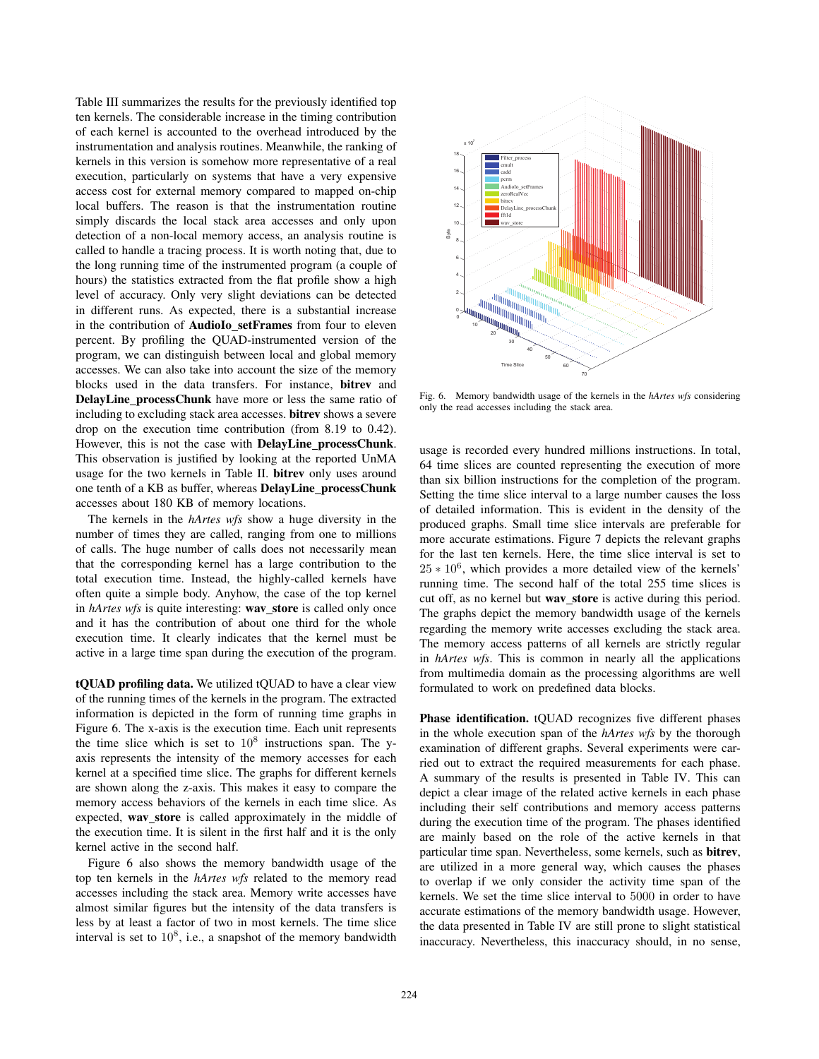Table III summarizes the results for the previously identified top ten kernels. The considerable increase in the timing contribution of each kernel is accounted to the overhead introduced by the instrumentation and analysis routines. Meanwhile, the ranking of kernels in this version is somehow more representative of a real execution, particularly on systems that have a very expensive access cost for external memory compared to mapped on-chip local buffers. The reason is that the instrumentation routine simply discards the local stack area accesses and only upon detection of a non-local memory access, an analysis routine is called to handle a tracing process. It is worth noting that, due to the long running time of the instrumented program (a couple of hours) the statistics extracted from the flat profile show a high level of accuracy. Only very slight deviations can be detected in different runs. As expected, there is a substantial increase in the contribution of **AudioIo_setFrames** from four to eleven percent. By profiling the QUAD-instrumented version of the program, we can distinguish between local and global memory accesses. We can also take into account the size of the memory blocks used in the data transfers. For instance, **bitrev** and **DelayLine_processChunk** have more or less the same ratio of including to excluding stack area accesses. **bitrev** shows a severe drop on the execution time contribution (from 8.19 to 0.42). However, this is not the case with **DelayLine_processChunk**. This observation is justified by looking at the reported UnMA usage for the two kernels in Table II. **bitrev** only uses around one tenth of a KB as buffer, whereas **DelayLine_processChunk** accesses about 180 KB of memory locations.

The kernels in the *hArtes wfs* show a huge diversity in the number of times they are called, ranging from one to millions of calls. The huge number of calls does not necessarily mean that the corresponding kernel has a large contribution to the total execution time. Instead, the highly-called kernels have often quite a simple body. Anyhow, the case of the top kernel in *hArtes wfs* is quite interesting: **wav_store** is called only once and it has the contribution of about one third for the whole execution time. It clearly indicates that the kernel must be active in a large time span during the execution of the program.

**tQUAD profiling data.** We utilized tQUAD to have a clear view of the running times of the kernels in the program. The extracted information is depicted in the form of running time graphs in Figure 6. The x-axis is the execution time. Each unit represents the time slice which is set to $10^8$ instructions span. The y-axis represents the intensity of the memory accesses for each kernel at a specified time slice. The graphs for different kernels are shown along the z-axis. This makes it easy to compare the memory access behaviors of the kernels in each time slice. As expected, **wav_store** is called approximately in the middle of the execution time. It is silent in the first half and it is the only kernel active in the second half.

Figure 6 also shows the memory bandwidth usage of the top ten kernels in the *hArtes wfs* related to the memory read accesses including the stack area. Memory write accesses have almost similar figures but the intensity of the data transfers is less by at least a factor of two in most kernels. The time slice interval is set to $10^8$, i.e., a snapshot of the memory bandwidth usage is recorded every hundred millions instructions. In total, 64 time slices are counted representing the execution of more than six billion instructions for the completion of the program. Setting the time slice interval to a large number causes the loss of detailed information. This is evident in the density of the produced graphs. Small time slice intervals are preferable for more accurate estimations. Figure 7 depicts the relevant graphs for the last ten kernels. Here, the time slice interval is set to $25 * 10^6$, which provides a more detailed view of the kernels' running time. The second half of the total 255 time slices is cut off, as no kernel but **wav_store** is active during this period. The graphs depict the memory bandwidth usage of the kernels regarding the memory write accesses excluding the stack area. The memory access patterns of all kernels are strictly regular in *hArtes wfs*. This is common in nearly all the applications from multimedia domain as the processing algorithms are well formulated to work on predefined data blocks.

Fig. 6. Memory bandwidth usage of the kernels in the *hArtes wfs* considering only the read accesses including the stack area.

**Phase identification.** tQUAD recognizes five different phases in the whole execution span of the *hArtes wfs* by the thorough examination of different graphs. Several experiments were carried out to extract the required measurements for each phase. A summary of the results is presented in Table IV. This can depict a clear image of the related active kernels in each phase including their self contributions and memory access patterns during the execution time of the program. The phases identified are mainly based on the role of the active kernels in that particular time span. Nevertheless, some kernels, such as **bitrev**, are utilized in a more general way, which causes the phases to overlap if we only consider the activity time span of the kernels. We set the time slice interval to 5000 in order to have accurate estimations of the memory bandwidth usage. However, the data presented in Table IV are still prone to slight statistical inaccuracy. Nevertheless, this inaccuracy should, in no sense,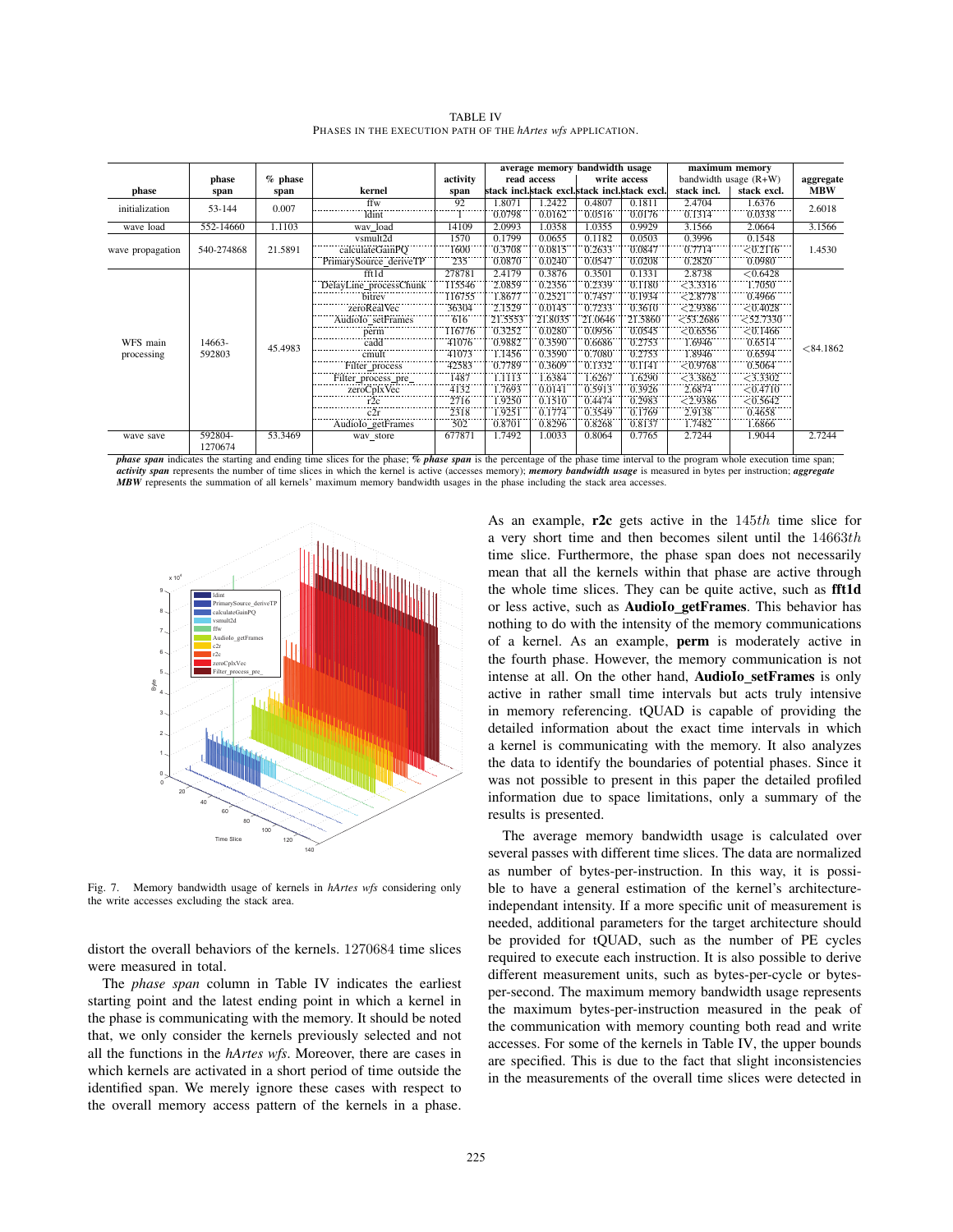TABLE IV
PHASES IN THE EXECUTION PATH OF THE *hArtes wfs* APPLICATION.

| phase | phase span | % phase span | kernel | activity span | average memory bandwidth usage | | | | maximum memory bandwidth usage (R+W) | | aggregate MBW |
|---|---|---|---|---|---|---|---|---|---|---|---|
| | | | | | read access | | write access | | | | |
| | | | | | stack incl. | stack excl. | stack incl. | stack excl. | stack incl. | stack excl. | |
| initialization | 53-144 | 0.007 | ffw | 92 | 1.8071 | 1.2422 | 0.4807 | 0.1811 | 2.4704 | 1.6376 | 2.6018 |
| | | | ldint | 1 | 0.0798 | 0.0162 | 0.0516 | 0.0176 | 0.1314 | 0.0338 | |
| wave load | 552-14660 | 1.1103 | wav_load | 14109 | 2.0993 | 1.0358 | 1.0355 | 0.9929 | 3.1566 | 2.0664 | 3.1566 |
| wave propagation | 540-274868 | 21.5891 | vsmult2d | 1570 | 0.1799 | 0.0655 | 0.1182 | 0.0503 | 0.3996 | 0.1548 | 1.4530 |
| | | | calculateGainPQ | 1600 | 0.3708 | 0.0815 | 0.2633 | 0.0847 | 0.7714 | <0.2116 | |
| | | | PrimarySource_deriveTP | 235 | 0.0870 | 0.0240 | 0.0547 | 0.0208 | 0.2820 | 0.0980 | |
| WFS main processing | 14663-592803 | 45.4983 | fft1d | 278781 | 2.4179 | 0.3876 | 0.3501 | 0.1331 | 2.8738 | <0.6428 | <84.1862 |
| | | | DelayLine_processChunk | 115546 | 2.0859 | 0.2356 | 0.2339 | 0.1180 | <3.3316 | 1.7050 | |
| | | | bitrev | 116755 | 1.8677 | 0.2521 | 0.7457 | 0.1934 | <2.8778 | 0.4966 | |
| | | | zeroRealVec | 36304 | 2.1529 | 0.0145 | 0.7233 | 0.3610 | <2.9386 | <0.4028 | |
| | | | AudioIo_setFrames | 616 | 21.5553 | 21.8035 | 21.0646 | 21.5860 | <53.2686 | <52.7330 | |
| | | | perm | 116776 | 0.3252 | 0.0280 | 0.0956 | 0.0545 | <0.6556 | <0.1466 | |
| | | | cadd | 41076 | 0.9882 | 0.3590 | 0.6686 | 0.2753 | 1.6946 | 0.6514 | |
| | | | cmult | 41073 | 1.1456 | 0.3590 | 0.7080 | 0.2753 | 1.8946 | 0.6594 | |
| | | | Filter_process | 42583 | 0.7789 | 0.3609 | 0.1332 | 0.1141 | <0.9768 | 0.5064 | |
| | | | Filter_process_pre_ | 1487 | 1.1113 | 1.6384 | 1.6267 | 1.6290 | <3.3862 | <3.3302 | |
| | | | zeroCplxVec | 4132 | 1.7693 | 0.0141 | 0.5913 | 0.3926 | 2.6874 | <0.4710 | |
| | | | r2c | 2716 | 1.9250 | 0.1510 | 0.4474 | 0.2983 | <2.9386 | <0.5642 | |
| | | | c2r | 2318 | 1.9251 | 0.1774 | 0.3549 | 0.1769 | 2.9138 | 0.4658 | |
| | | | AudioIo_getFrames | 502 | 0.8701 | 0.8296 | 0.8268 | 0.8137 | 1.7482 | 1.6866 | |
| wave save | 592804-1270674 | 53.3469 | wav_store | 677871 | 1.7492 | 1.0033 | 0.8064 | 0.7765 | 2.7244 | 1.9044 | 2.7244 |

***phase span*** indicates the starting and ending time slices for the phase; ***% phase span*** is the percentage of the phase time interval to the program whole execution time span; ***activity span*** represents the number of time slices in which the kernel is active (accesses memory); ***memory bandwidth usage*** is measured in bytes per instruction; ***aggregate MBW*** represents the summation of all kernels' maximum memory bandwidth usages in the phase including the stack area accesses.

Fig. 7. Memory bandwidth usage of kernels in *hArtes wfs* considering only the write accesses excluding the stack area.

distort the overall behaviors of the kernels. 1270684 time slices were measured in total.

The *phase span* column in Table IV indicates the earliest starting point and the latest ending point in which a kernel in the phase is communicating with the memory. It should be noted that, we only consider the kernels previously selected and not all the functions in the *hArtes wfs*. Moreover, there are cases in which kernels are activated in a short period of time outside the identified span. We merely ignore these cases with respect to the overall memory access pattern of the kernels in a phase.

As an example, **r2c** gets active in the $145th$ time slice for a very short time and then becomes silent until the $14663th$ time slice. Furthermore, the phase span does not necessarily mean that all the kernels within that phase are active through the whole time slices. They can be quite active, such as **fft1d** or less active, such as **AudioIo_getFrames**. This behavior has nothing to do with the intensity of the memory communications of a kernel. As an example, **perm** is moderately active in the fourth phase. However, the memory communication is not intense at all. On the other hand, **AudioIo_setFrames** is only active in rather small time intervals but acts truly intensive in memory referencing. tQUAD is capable of providing the detailed information about the exact time intervals in which a kernel is communicating with the memory. It also analyzes the data to identify the boundaries of potential phases. Since it was not possible to present in this paper the detailed profiled information due to space limitations, only a summary of the results is presented.

The average memory bandwidth usage is calculated over several passes with different time slices. The data are normalized as number of bytes-per-instruction. In this way, it is possible to have a general estimation of the kernel's architecture-independant intensity. If a more specific unit of measurement is needed, additional parameters for the target architecture should be provided for tQUAD, such as the number of PE cycles required to execute each instruction. It is also possible to derive different measurement units, such as bytes-per-cycle or bytes-per-second. The maximum memory bandwidth usage represents the maximum bytes-per-instruction measured in the peak of the communication with memory counting both read and write accesses. For some of the kernels in Table IV, the upper bounds are specified. This is due to the fact that slight inconsistencies in the measurements of the overall time slices were detected in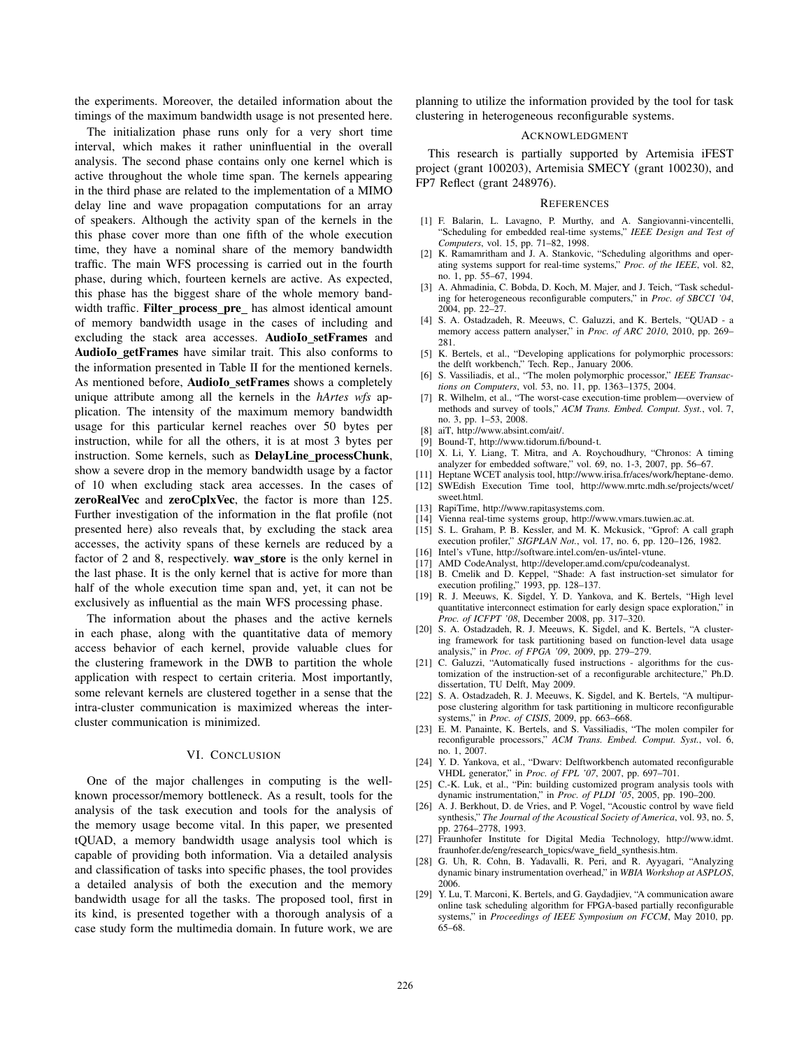the experiments. Moreover, the detailed information about the timings of the maximum bandwidth usage is not presented here.

The initialization phase runs only for a very short time interval, which makes it rather uninfluential in the overall analysis. The second phase contains only one kernel which is active throughout the whole time span. The kernels appearing in the third phase are related to the implementation of a MIMO delay line and wave propagation computations for an array of speakers. Although the activity span of the kernels in the this phase cover more than one fifth of the whole execution time, they have a nominal share of the memory bandwidth traffic. The main WFS processing is carried out in the fourth phase, during which, fourteen kernels are active. As expected, this phase has the biggest share of the whole memory bandwidth traffic. **Filter_process_pre_** has almost identical amount of memory bandwidth usage in the cases of including and excluding the stack area accesses. **AudioIo_setFrames** and **AudioIo_getFrames** have similar trait. This also conforms to the information presented in Table II for the mentioned kernels. As mentioned before, **AudioIo_setFrames** shows a completely unique attribute among all the kernels in the *hArtes wfs* application. The intensity of the maximum memory bandwidth usage for this particular kernel reaches over 50 bytes per instruction, while for all the others, it is at most 3 bytes per instruction. Some kernels, such as **DelayLine_processChunk**, show a severe drop in the memory bandwidth usage by a factor of 10 when excluding stack area accesses. In the cases of **zeroRealVec** and **zeroCplxVec**, the factor is more than 125. Further investigation of the information in the flat profile (not presented here) also reveals that, by excluding the stack area accesses, the activity spans of these kernels are reduced by a factor of 2 and 8, respectively. **wav_store** is the only kernel in the last phase. It is the only kernel that is active for more than half of the whole execution time span and, yet, it can not be exclusively as influential as the main WFS processing phase.

The information about the phases and the active kernels in each phase, along with the quantitative data of memory access behavior of each kernel, provide valuable clues for the clustering framework in the DWB to partition the whole application with respect to certain criteria. Most importantly, some relevant kernels are clustered together in a sense that the intra-cluster communication is maximized whereas the inter-cluster communication is minimized.

## VI. Conclusion

One of the major challenges in computing is the well-known processor/memory bottleneck. As a result, tools for the analysis of the task execution and tools for the analysis of the memory usage become vital. In this paper, we presented tQUAD, a memory bandwidth usage analysis tool which is capable of providing both information. Via a detailed analysis and classification of tasks into specific phases, the tool provides a detailed analysis of both the execution and the memory bandwidth usage for all the tasks. The proposed tool, first in its kind, is presented together with a thorough analysis of a case study form the multimedia domain. In future work, we are planning to utilize the information provided by the tool for task clustering in heterogeneous reconfigurable systems.

## Acknowledgment

This research is partially supported by Artemisia iFEST project (grant 100203), Artemisia SMECY (grant 100230), and FP7 Reflect (grant 248976).

## References

[1] F. Balarin, L. Lavagno, P. Murthy, and A. Sangiovanni-vincentelli, "Scheduling for embedded real-time systems," *IEEE Design and Test of Computers*, vol. 15, pp. 71–82, 1998.

[2] K. Ramamritham and J. A. Stankovic, "Scheduling algorithms and operating systems support for real-time systems," *Proc. of the IEEE*, vol. 82, no. 1, pp. 55–67, 1994.

[3] A. Ahmadinia, C. Bobda, D. Koch, M. Majer, and J. Teich, "Task scheduling for heterogeneous reconfigurable computers," in *Proc. of SBCCI '04*, 2004, pp. 22–27.

[4] S. A. Ostadzadeh, R. Meeuws, C. Galuzzi, and K. Bertels, "QUAD - a memory access pattern analyser," in *Proc. of ARC 2010*, 2010, pp. 269–281.

[5] K. Bertels, et al., "Developing applications for polymorphic processors: the delft workbench," Tech. Rep., January 2006.

[6] S. Vassiliadis, et al., "The molen polymorphic processor," *IEEE Transactions on Computers*, vol. 53, no. 11, pp. 1363–1375, 2004.

[7] R. Wilhelm, et al., "The worst-case execution-time problem—overview of methods and survey of tools," *ACM Trans. Embed. Comput. Syst.*, vol. 7, no. 3, pp. 1–53, 2008.

[8] aiT, http://www.absint.com/ait/.

[9] Bound-T, http://www.tidorum.fi/bound-t.

[10] X. Li, Y. Liang, T. Mitra, and A. Roychoudhury, "Chronos: A timing analyzer for embedded software," vol. 69, no. 1-3, 2007, pp. 56–67.

[11] Heptane WCET analysis tool, http://www.irisa.fr/aces/work/heptane-demo.

[12] SWEdish Execution Time tool, http://www.mrtc.mdh.se/projects/wcet/sweet.html.

[13] RapiTime, http://www.rapitasystems.com.

[14] Vienna real-time systems group, http://www.vmars.tuwien.ac.at.

[15] S. L. Graham, P. B. Kessler, and M. K. Mckusick, "Gprof: A call graph execution profiler," *SIGPLAN Not.*, vol. 17, no. 6, pp. 120–126, 1982.

[16] Intel's vTune, http://software.intel.com/en-us/intel-vtune.

[17] AMD CodeAnalyst, http://developer.amd.com/cpu/codeanalyst.

[18] B. Cmelik and D. Keppel, "Shade: A fast instruction-set simulator for execution profiling," 1993, pp. 128–137.

[19] R. J. Meeuws, K. Sigdel, Y. D. Yankova, and K. Bertels, "High level quantitative interconnect estimation for early design space exploration," in *Proc. of ICFPT '08*, December 2008, pp. 317–320.

[20] S. A. Ostadzadeh, R. J. Meeuws, K. Sigdel, and K. Bertels, "A clustering framework for task partitioning based on function-level data usage analysis," in *Proc. of FPGA '09*, 2009, pp. 279–279.

[21] C. Galuzzi, "Automatically fused instructions - algorithms for the customization of the instruction-set of a reconfigurable architecture," Ph.D. dissertation, TU Delft, May 2009.

[22] S. A. Ostadzadeh, R. J. Meeuws, K. Sigdel, and K. Bertels, "A multipurpose clustering algorithm for task partitioning in multicore reconfigurable systems," in *Proc. of CISIS*, 2009, pp. 663–668.

[23] E. M. Panainte, K. Bertels, and S. Vassiliadis, "The molen compiler for reconfigurable processors," *ACM Trans. Embed. Comput. Syst.*, vol. 6, no. 1, 2007.

[24] Y. D. Yankova, et al., "Dwarv: Delftworkbench automated reconfigurable VHDL generator," in *Proc. of FPL '07*, 2007, pp. 697–701.

[25] C.-K. Luk, et al., "Pin: building customized program analysis tools with dynamic instrumentation," in *Proc. of PLDI '05*, 2005, pp. 190–200.

[26] A. J. Berkhout, D. de Vries, and P. Vogel, "Acoustic control by wave field synthesis," *The Journal of the Acoustical Society of America*, vol. 93, no. 5, pp. 2764–2778, 1993.

[27] Fraunhofer Institute for Digital Media Technology, http://www.idmt.fraunhofer.de/eng/research_topics/wave_field_synthesis.htm.

[28] G. Uh, R. Cohn, B. Yadavalli, R. Peri, and R. Ayyagari, "Analyzing dynamic binary instrumentation overhead," in *WBIA Workshop at ASPLOS*, 2006.

[29] Y. Lu, T. Marconi, K. Bertels, and G. Gaydadjiev, "A communication aware online task scheduling algorithm for FPGA-based partially reconfigurable systems," in *Proceedings of IEEE Symposium on FCCM*, May 2010, pp. 65–68.